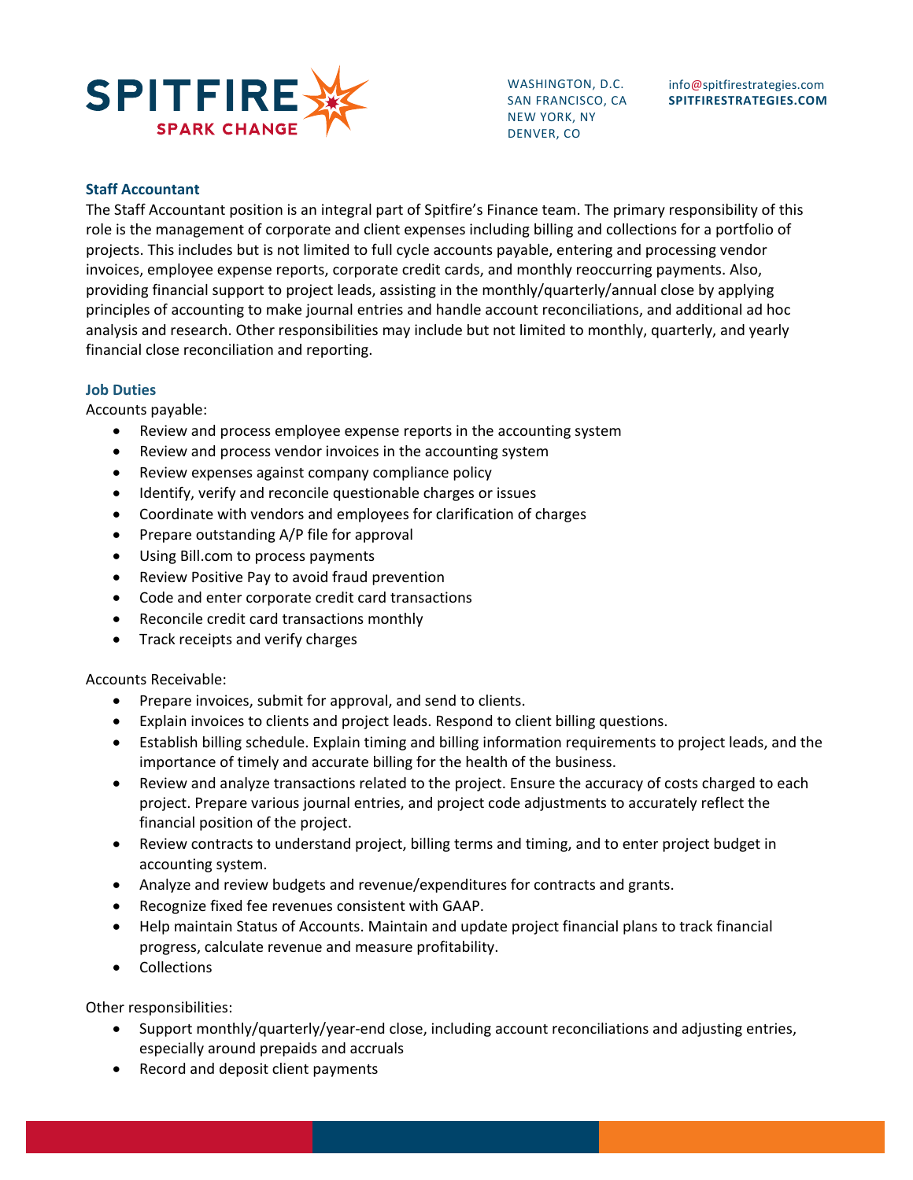SPITFIRE
SPARK CHANGE

WASHINGTON, D.C.
SAN FRANCISCO, CA
NEW YORK, NY
DENVER, CO

info@spitfirestrategies.com
**SPITFIRESTRATEGIES.COM**

## Staff Accountant

The Staff Accountant position is an integral part of Spitfire's Finance team. The primary responsibility of this role is the management of corporate and client expenses including billing and collections for a portfolio of projects. This includes but is not limited to full cycle accounts payable, entering and processing vendor invoices, employee expense reports, corporate credit cards, and monthly reoccurring payments. Also, providing financial support to project leads, assisting in the monthly/quarterly/annual close by applying principles of accounting to make journal entries and handle account reconciliations, and additional ad hoc analysis and research. Other responsibilities may include but not limited to monthly, quarterly, and yearly financial close reconciliation and reporting.

## Job Duties

Accounts payable:

- Review and process employee expense reports in the accounting system
- Review and process vendor invoices in the accounting system
- Review expenses against company compliance policy
- Identify, verify and reconcile questionable charges or issues
- Coordinate with vendors and employees for clarification of charges
- Prepare outstanding A/P file for approval
- Using Bill.com to process payments
- Review Positive Pay to avoid fraud prevention
- Code and enter corporate credit card transactions
- Reconcile credit card transactions monthly
- Track receipts and verify charges

Accounts Receivable:

- Prepare invoices, submit for approval, and send to clients.
- Explain invoices to clients and project leads. Respond to client billing questions.
- Establish billing schedule. Explain timing and billing information requirements to project leads, and the importance of timely and accurate billing for the health of the business.
- Review and analyze transactions related to the project. Ensure the accuracy of costs charged to each project. Prepare various journal entries, and project code adjustments to accurately reflect the financial position of the project.
- Review contracts to understand project, billing terms and timing, and to enter project budget in accounting system.
- Analyze and review budgets and revenue/expenditures for contracts and grants.
- Recognize fixed fee revenues consistent with GAAP.
- Help maintain Status of Accounts. Maintain and update project financial plans to track financial progress, calculate revenue and measure profitability.
- Collections

Other responsibilities:

- Support monthly/quarterly/year-end close, including account reconciliations and adjusting entries, especially around prepaids and accruals
- Record and deposit client payments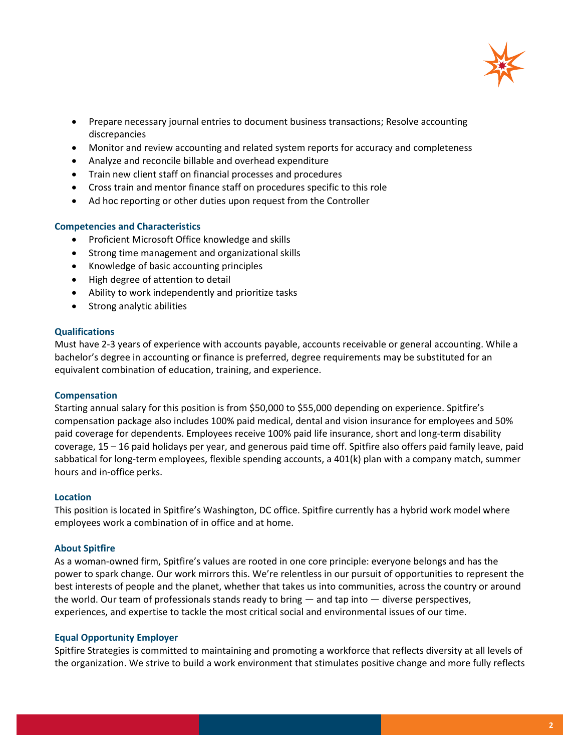- Prepare necessary journal entries to document business transactions; Resolve accounting discrepancies
- Monitor and review accounting and related system reports for accuracy and completeness
- Analyze and reconcile billable and overhead expenditure
- Train new client staff on financial processes and procedures
- Cross train and mentor finance staff on procedures specific to this role
- Ad hoc reporting or other duties upon request from the Controller

### Competencies and Characteristics

- Proficient Microsoft Office knowledge and skills
- Strong time management and organizational skills
- Knowledge of basic accounting principles
- High degree of attention to detail
- Ability to work independently and prioritize tasks
- Strong analytic abilities

### Qualifications

Must have 2-3 years of experience with accounts payable, accounts receivable or general accounting. While a bachelor's degree in accounting or finance is preferred, degree requirements may be substituted for an equivalent combination of education, training, and experience.

### Compensation

Starting annual salary for this position is from $50,000 to $55,000 depending on experience. Spitfire's compensation package also includes 100% paid medical, dental and vision insurance for employees and 50% paid coverage for dependents. Employees receive 100% paid life insurance, short and long-term disability coverage, 15 – 16 paid holidays per year, and generous paid time off. Spitfire also offers paid family leave, paid sabbatical for long-term employees, flexible spending accounts, a 401(k) plan with a company match, summer hours and in-office perks.

### Location

This position is located in Spitfire's Washington, DC office. Spitfire currently has a hybrid work model where employees work a combination of in office and at home.

### About Spitfire

As a woman-owned firm, Spitfire's values are rooted in one core principle: everyone belongs and has the power to spark change. Our work mirrors this. We're relentless in our pursuit of opportunities to represent the best interests of people and the planet, whether that takes us into communities, across the country or around the world. Our team of professionals stands ready to bring — and tap into — diverse perspectives, experiences, and expertise to tackle the most critical social and environmental issues of our time.

### Equal Opportunity Employer

Spitfire Strategies is committed to maintaining and promoting a workforce that reflects diversity at all levels of the organization. We strive to build a work environment that stimulates positive change and more fully reflects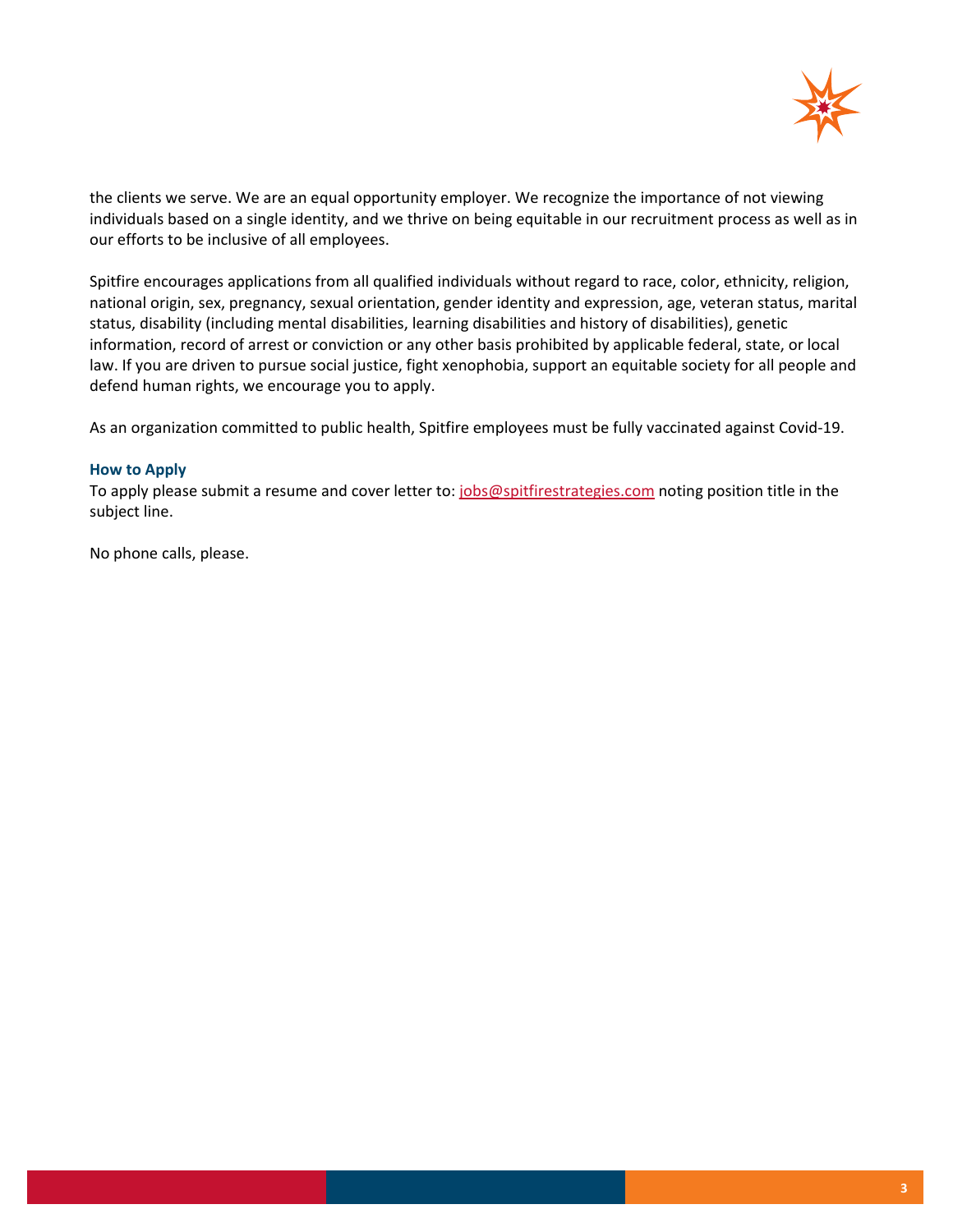the clients we serve. We are an equal opportunity employer. We recognize the importance of not viewing individuals based on a single identity, and we thrive on being equitable in our recruitment process as well as in our efforts to be inclusive of all employees.

Spitfire encourages applications from all qualified individuals without regard to race, color, ethnicity, religion, national origin, sex, pregnancy, sexual orientation, gender identity and expression, age, veteran status, marital status, disability (including mental disabilities, learning disabilities and history of disabilities), genetic information, record of arrest or conviction or any other basis prohibited by applicable federal, state, or local law. If you are driven to pursue social justice, fight xenophobia, support an equitable society for all people and defend human rights, we encourage you to apply.

As an organization committed to public health, Spitfire employees must be fully vaccinated against Covid-19.

### How to Apply

To apply please submit a resume and cover letter to: jobs@spitfirestrategies.com noting position title in the subject line.

No phone calls, please.